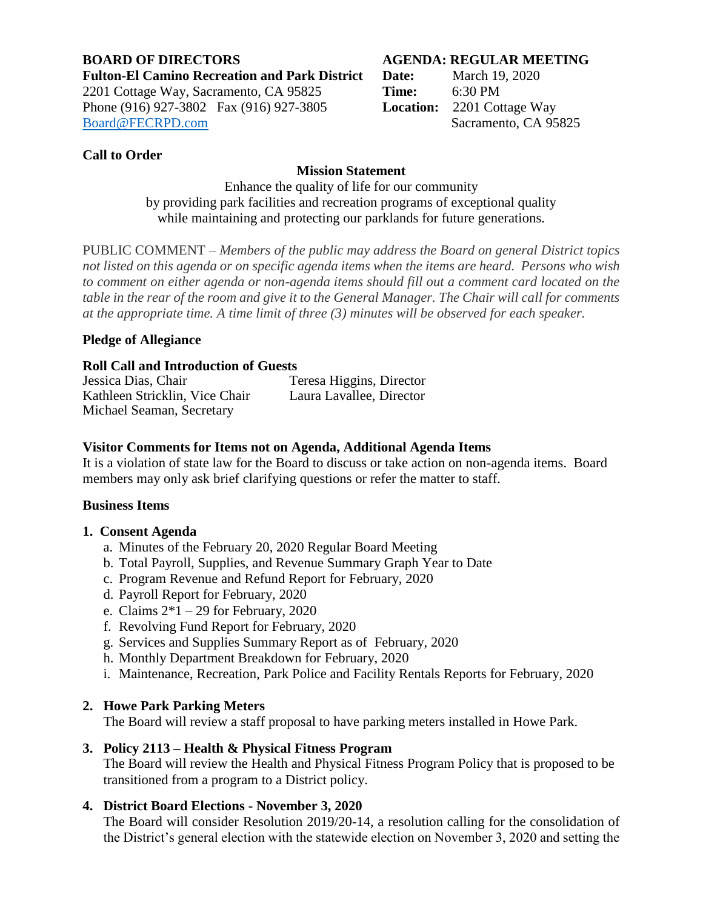**BOARD OF DIRECTORS**
**Fulton-El Camino Recreation and Park District**
2201 Cottage Way, Sacramento, CA 95825
Phone (916) 927-3802 Fax (916) 927-3805
Board@FECRPD.com

**AGENDA: REGULAR MEETING**
**Date:** March 19, 2020
**Time:** 6:30 PM
**Location:** 2201 Cottage Way
Sacramento, CA 95825

**Call to Order**

**Mission Statement**

Enhance the quality of life for our community
by providing park facilities and recreation programs of exceptional quality
while maintaining and protecting our parklands for future generations.

PUBLIC COMMENT – *Members of the public may address the Board on general District topics not listed on this agenda or on specific agenda items when the items are heard. Persons who wish to comment on either agenda or non-agenda items should fill out a comment card located on the table in the rear of the room and give it to the General Manager. The Chair will call for comments at the appropriate time. A time limit of three (3) minutes will be observed for each speaker.*

**Pledge of Allegiance**

**Roll Call and Introduction of Guests**

Jessica Dias, Chair
Kathleen Stricklin, Vice Chair
Michael Seaman, Secretary
Teresa Higgins, Director
Laura Lavallee, Director

**Visitor Comments for Items not on Agenda, Additional Agenda Items**

It is a violation of state law for the Board to discuss or take action on non-agenda items. Board members may only ask brief clarifying questions or refer the matter to staff.

**Business Items**

**1. Consent Agenda**

a. Minutes of the February 20, 2020 Regular Board Meeting
b. Total Payroll, Supplies, and Revenue Summary Graph Year to Date
c. Program Revenue and Refund Report for February, 2020
d. Payroll Report for February, 2020
e. Claims 2*1 – 29 for February, 2020
f. Revolving Fund Report for February, 2020
g. Services and Supplies Summary Report as of February, 2020
h. Monthly Department Breakdown for February, 2020
i. Maintenance, Recreation, Park Police and Facility Rentals Reports for February, 2020

**2. Howe Park Parking Meters**

The Board will review a staff proposal to have parking meters installed in Howe Park.

**3. Policy 2113 – Health & Physical Fitness Program**

The Board will review the Health and Physical Fitness Program Policy that is proposed to be transitioned from a program to a District policy.

**4. District Board Elections - November 3, 2020**

The Board will consider Resolution 2019/20-14, a resolution calling for the consolidation of the District's general election with the statewide election on November 3, 2020 and setting the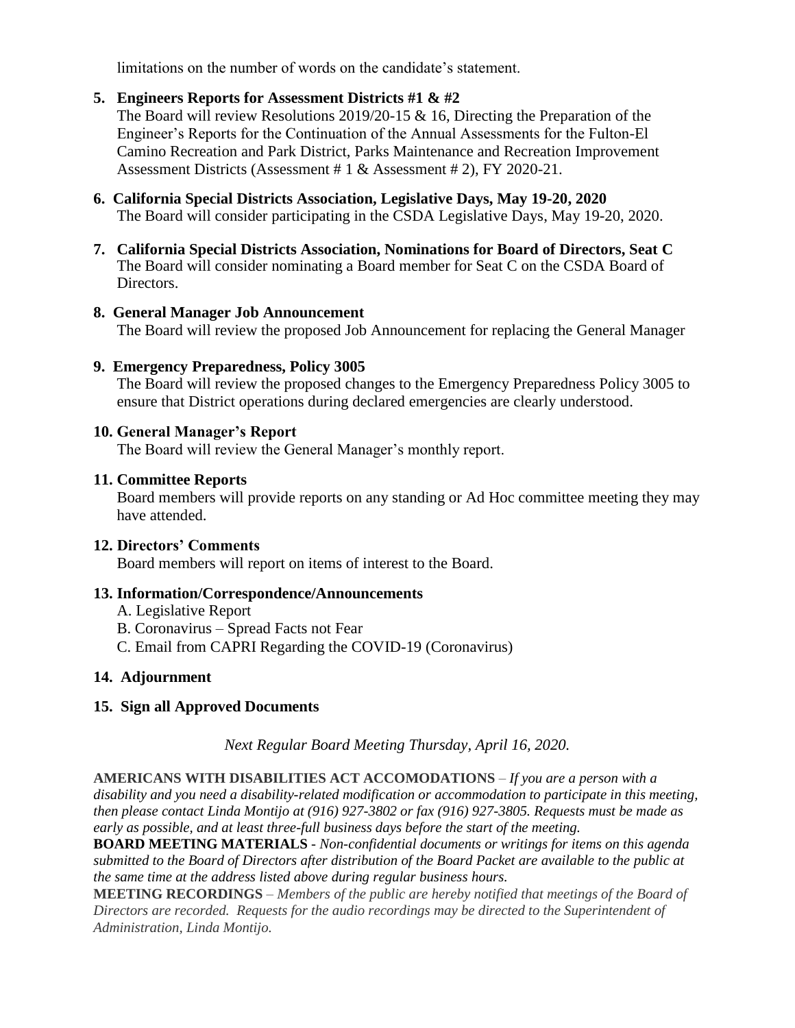limitations on the number of words on the candidate's statement.

**5. Engineers Reports for Assessment Districts #1 & #2**

The Board will review Resolutions 2019/20-15 & 16, Directing the Preparation of the Engineer's Reports for the Continuation of the Annual Assessments for the Fulton-El Camino Recreation and Park District, Parks Maintenance and Recreation Improvement Assessment Districts (Assessment # 1 & Assessment # 2), FY 2020-21.

**6. California Special Districts Association, Legislative Days, May 19-20, 2020**

The Board will consider participating in the CSDA Legislative Days, May 19-20, 2020.

**7. California Special Districts Association, Nominations for Board of Directors, Seat C**

The Board will consider nominating a Board member for Seat C on the CSDA Board of Directors.

**8. General Manager Job Announcement**

The Board will review the proposed Job Announcement for replacing the General Manager

**9. Emergency Preparedness, Policy 3005**

The Board will review the proposed changes to the Emergency Preparedness Policy 3005 to ensure that District operations during declared emergencies are clearly understood.

**10. General Manager's Report**

The Board will review the General Manager's monthly report.

**11. Committee Reports**

Board members will provide reports on any standing or Ad Hoc committee meeting they may have attended.

**12. Directors' Comments**

Board members will report on items of interest to the Board.

**13. Information/Correspondence/Announcements**

A. Legislative Report
B. Coronavirus – Spread Facts not Fear
C. Email from CAPRI Regarding the COVID-19 (Coronavirus)

**14. Adjournment**

**15. Sign all Approved Documents**

*Next Regular Board Meeting Thursday, April 16, 2020.*

**AMERICANS WITH DISABILITIES ACT ACCOMODATIONS** – *If you are a person with a disability and you need a disability-related modification or accommodation to participate in this meeting, then please contact Linda Montijo at (916) 927-3802 or fax (916) 927-3805. Requests must be made as early as possible, and at least three-full business days before the start of the meeting.*

**BOARD MEETING MATERIALS** - *Non-confidential documents or writings for items on this agenda submitted to the Board of Directors after distribution of the Board Packet are available to the public at the same time at the address listed above during regular business hours.*

**MEETING RECORDINGS** – *Members of the public are hereby notified that meetings of the Board of Directors are recorded. Requests for the audio recordings may be directed to the Superintendent of Administration, Linda Montijo.*